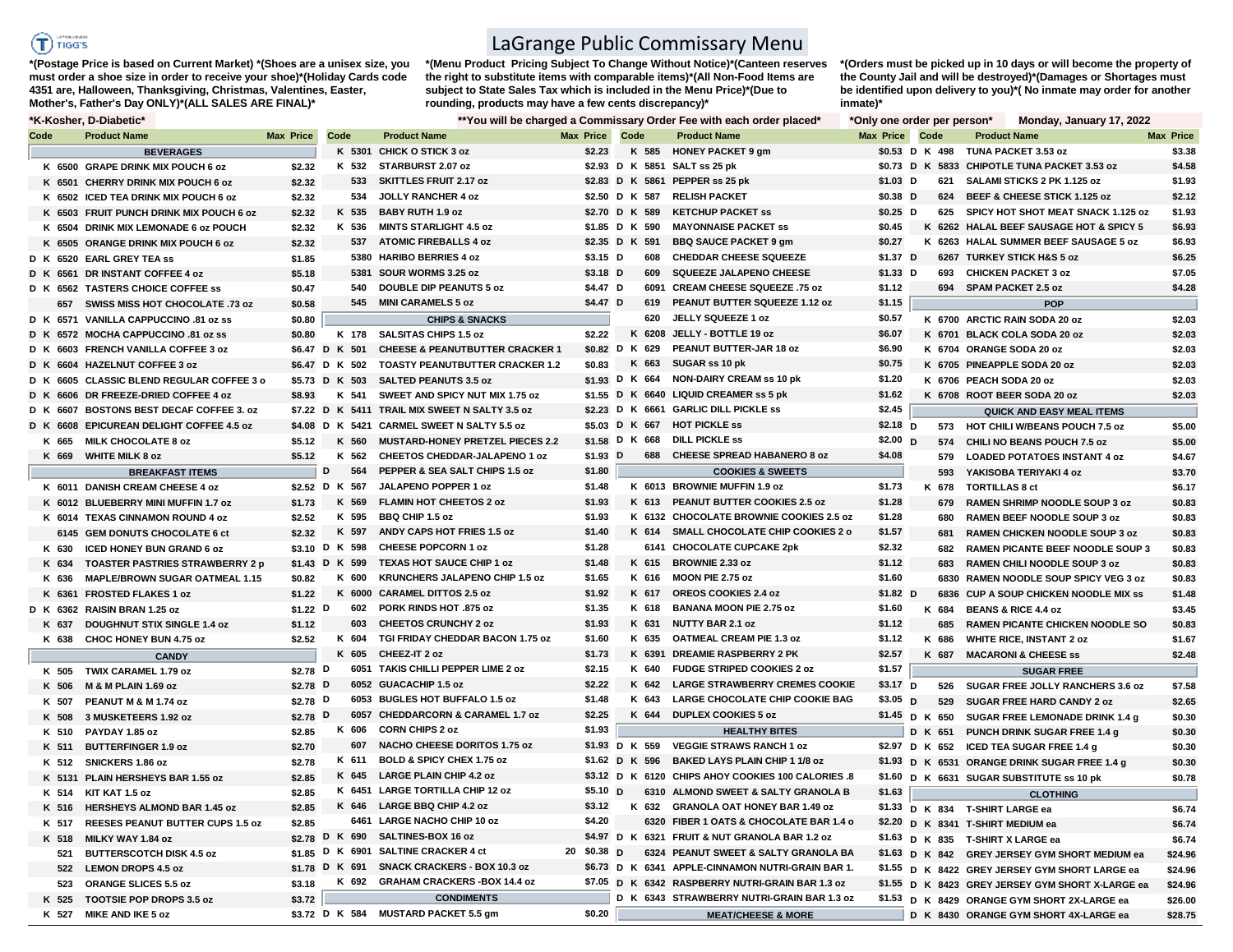# LaGrange Public Commissary Menu

*(Postage Price is based on Current Market) *(Shoes are a unisex size, you must order a shoe size in order to receive your shoe)*(Holiday Cards code 4351 are, Halloween, Thanksgiving, Christmas, Valentines, Easter, Mother's, Father's Day ONLY)*(ALL SALES ARE FINAL)*

*(Menu Product Pricing Subject To Change Without Notice)*(Canteen reserves the right to substitute items with comparable items)*(All Non-Food Items are subject to State Sales Tax which is included in the Menu Price)*(Due to rounding, products may have a few cents discrepancy)*

*(Orders must be picked up in 10 days or will become the property of the County Jail and will be destroyed)*(Damages or Shortages must be identified upon delivery to you)*( No inmate may order for another inmate)*

*K-Kosher, D-Diabetic*

**You will be charged a Commissary Order Fee with each order placed**

*Only one order per person*

Monday, January 17, 2022

| Code | Product Name | Max Price |
|---|---|---|
| | **BEVERAGES** | |
| K 6500 | GRAPE DRINK MIX POUCH 6 oz | $2.32 |
| K 6501 | CHERRY DRINK MIX POUCH 6 oz | $2.32 |
| K 6502 | ICED TEA DRINK MIX POUCH 6 oz | $2.32 |
| K 6503 | FRUIT PUNCH DRINK MIX POUCH 6 oz | $2.32 |
| K 6504 | DRINK MIX LEMONADE 6 oz POUCH | $2.32 |
| K 6505 | ORANGE DRINK MIX POUCH 6 oz | $2.32 |
| D K 6520 | EARL GREY TEA ss | $1.85 |
| D K 6561 | DR INSTANT COFFEE 4 oz | $5.18 |
| D K 6562 | TASTERS CHOICE COFFEE ss | $0.47 |
| 657 | SWISS MISS HOT CHOCOLATE .73 oz | $0.58 |
| D K 6571 | VANILLA CAPPUCCINO .81 oz ss | $0.80 |
| D K 6572 | MOCHA CAPPUCCINO .81 oz ss | $0.80 |
| D K 6603 | FRENCH VANILLA COFFEE 3 oz | $6.47 |
| D K 6604 | HAZELNUT COFFEE 3 oz | $6.47 |
| D K 6605 | CLASSIC BLEND REGULAR COFFEE 3 o | $5.73 |
| D K 6606 | DR FREEZE-DRIED COFFEE 4 oz | $8.93 |
| D K 6607 | BOSTONS BEST DECAF COFFEE 3. oz | $7.22 |
| D K 6608 | EPICUREAN DELIGHT COFFEE 4.5 oz | $4.08 |
| K 665 | MILK CHOCOLATE 8 oz | $5.12 |
| K 669 | WHITE MILK 8 oz | $5.12 |
| | **BREAKFAST ITEMS** | |
| K 6011 | DANISH CREAM CHEESE 4 oz | $2.52 |
| K 6012 | BLUEBERRY MINI MUFFIN 1.7 oz | $1.73 |
| K 6014 | TEXAS CINNAMON ROUND 4 oz | $2.52 |
| 6145 | GEM DONUTS CHOCOLATE 6 ct | $2.32 |
| K 630 | ICED HONEY BUN GRAND 6 oz | $3.10 |
| K 634 | TOASTER PASTRIES STRAWBERRY 2 p | $1.43 |
| K 636 | MAPLE/BROWN SUGAR OATMEAL 1.15 | $0.82 |
| K 6361 | FROSTED FLAKES 1 oz | $1.22 |
| D K 6362 | RAISIN BRAN 1.25 oz | $1.22 |
| K 637 | DOUGHNUT STIX SINGLE 1.4 oz | $1.12 |
| K 638 | CHOC HONEY BUN 4.75 oz | $2.52 |
| | **CANDY** | |
| K 505 | TWIX CARAMEL 1.79 oz | $2.78 |
| K 506 | M & M PLAIN 1.69 oz | $2.78 |
| K 507 | PEANUT M & M 1.74 oz | $2.78 |
| K 508 | 3 MUSKETEERS 1.92 oz | $2.78 |
| K 510 | PAYDAY 1.85 oz | $2.85 |
| K 511 | BUTTERFINGER 1.9 oz | $2.70 |
| K 512 | SNICKERS 1.86 oz | $2.78 |
| K 5131 | PLAIN HERSHEYS BAR 1.55 oz | $2.85 |
| K 514 | KIT KAT 1.5 oz | $2.85 |
| K 516 | HERSHEYS ALMOND BAR 1.45 oz | $2.85 |
| K 517 | REESES PEANUT BUTTER CUPS 1.5 oz | $2.85 |
| K 518 | MILKY WAY 1.84 oz | $2.78 |
| 521 | BUTTERSCOTCH DISK 4.5 oz | $1.85 |
| 522 | LEMON DROPS 4.5 oz | $1.78 |
| 523 | ORANGE SLICES 5.5 oz | $3.18 |
| K 525 | TOOTSIE POP DROPS 3.5 oz | $3.72 |
| K 527 | MIKE AND IKE 5 oz | $3.72 |
| K 5301 | CHICK O STICK 3 oz | $2.23 |
| K 532 | STARBURST 2.07 oz | $2.93 |
| 533 | SKITTLES FRUIT 2.17 oz | $2.83 |
| 534 | JOLLY RANCHER 4 oz | $2.50 |
| K 535 | BABY RUTH 1.9 oz | $2.70 |
| K 536 | MINTS STARLIGHT 4.5 oz | $1.85 |
| 537 | ATOMIC FIREBALLS 4 oz | $2.35 |
| 5380 | HARIBO BERRIES 4 oz | $3.15 |
| 5381 | SOUR WORMS 3.25 oz | $3.18 |
| 540 | DOUBLE DIP PEANUTS 5 oz | $4.47 |
| 545 | MINI CARAMELS 5 oz | $4.47 |
| | **CHIPS & SNACKS** | |
| K 178 | SALSITAS CHIPS 1.5 oz | $2.22 |
| D K 501 | CHEESE & PEANUTBUTTER CRACKER 1 | $0.82 |
| D K 502 | TOASTY PEANUTBUTTER CRACKER 1.2 | $0.83 |
| D K 503 | SALTED PEANUTS 3.5 oz | $1.93 |
| K 541 | SWEET AND SPICY NUT MIX 1.75 oz | $1.55 |
| D K 5411 | TRAIL MIX SWEET N SALTY 3.5 oz | $2.23 |
| D K 5421 | CARMEL SWEET N SALTY 5.5 oz | $5.03 |
| K 560 | MUSTARD-HONEY PRETZEL PIECES 2.2 | $1.58 |
| K 562 | CHEETOS CHEDDAR-JALAPENO 1 oz | $1.93 |
| D 564 | PEPPER & SEA SALT CHIPS 1.5 oz | $1.80 |
| D K 567 | JALAPENO POPPER 1 oz | $1.48 |
| K 569 | FLAMIN HOT CHEETOS 2 oz | $1.93 |
| K 595 | BBQ CHIP 1.5 oz | $1.93 |
| K 597 | ANDY CAPS HOT FRIES 1.5 oz | $1.40 |
| D K 598 | CHEESE POPCORN 1 oz | $1.28 |
| D K 599 | TEXAS HOT SAUCE CHIP 1 oz | $1.48 |
| K 600 | KRUNCHERS JALAPENO CHIP 1.5 oz | $1.65 |
| K 6000 | CARAMEL DITTOS 2.5 oz | $1.92 |
| D 602 | PORK RINDS HOT .875 oz | $1.35 |
| 603 | CHEETOS CRUNCHY 2 oz | $1.93 |
| K 604 | TGI FRIDAY CHEDDAR BACON 1.75 oz | $1.60 |
| K 605 | CHEEZ-IT 2 oz | $1.73 |
| D 6051 | TAKIS CHILLI PEPPER LIME 2 oz | $2.15 |
| D 6052 | GUACACHIP 1.5 oz | $2.22 |
| D 6053 | BUGLES HOT BUFFALO 1.5 oz | $1.48 |
| D 6057 | CHEDDARCORN & CARAMEL 1.7 oz | $2.25 |
| K 606 | CORN CHIPS 2 oz | $1.93 |
| 607 | NACHO CHEESE DORITOS 1.75 oz | $1.93 |
| K 611 | BOLD & SPICY CHEX 1.75 oz | $1.62 |
| K 645 | LARGE PLAIN CHIP 4.2 oz | $3.12 |
| K 6451 | LARGE TORTILLA CHIP 12 oz | $5.10 |
| K 646 | LARGE BBQ CHIP 4.2 oz | $3.12 |
| 6461 | LARGE NACHO CHIP 10 oz | $4.20 |
| D K 690 | SALTINES-BOX 16 oz | $4.97 |
| D K 6901 | SALTINE CRACKER 4 ct 20 | $0.38 |
| D K 691 | SNACK CRACKERS - BOX 10.3 oz | $6.73 |
| K 692 | GRAHAM CRACKERS -BOX 14.4 oz | $7.05 |
| | **CONDIMENTS** | |
| D K 584 | MUSTARD PACKET 5.5 gm | $0.20 |
| K 585 | HONEY PACKET 9 gm | $0.53 |
| D K 5851 | SALT ss 25 pk | $0.73 |
| D K 5861 | PEPPER ss 25 pk | $1.03 |
| D K 587 | RELISH PACKET | $0.38 |
| D K 589 | KETCHUP PACKET ss | $0.25 |
| D K 590 | MAYONNAISE PACKET ss | $0.45 |
| D K 591 | BBQ SAUCE PACKET 9 gm | $0.27 |
| D 608 | CHEDDAR CHEESE SQUEEZE | $1.37 |
| D 609 | SQUEEZE JALAPENO CHEESE | $1.33 |
| D 6091 | CREAM CHEESE SQUEEZE .75 oz | $1.12 |
| D 619 | PEANUT BUTTER SQUEEZE 1.12 oz | $1.15 |
| 620 | JELLY SQUEEZE 1 oz | $0.57 |
| K 6208 | JELLY - BOTTLE 19 oz | $6.07 |
| D K 629 | PEANUT BUTTER-JAR 18 oz | $6.90 |
| K 663 | SUGAR ss 10 pk | $0.75 |
| D K 664 | NON-DAIRY CREAM ss 10 pk | $1.20 |
| D K 6640 | LIQUID CREAMER ss 5 pk | $1.62 |
| D K 6661 | GARLIC DILL PICKLE ss | $2.45 |
| D K 667 | HOT PICKLE ss | $2.18 |
| D K 668 | DILL PICKLE ss | $2.00 |
| D 688 | CHEESE SPREAD HABANERO 8 oz | $4.08 |
| | **COOKIES & SWEETS** | |
| K 6013 | BROWNIE MUFFIN 1.9 oz | $1.73 |
| K 613 | PEANUT BUTTER COOKIES 2.5 oz | $1.28 |
| K 6132 | CHOCOLATE BROWNIE COOKIES 2.5 oz | $1.28 |
| K 614 | SMALL CHOCOLATE CHIP COOKIES 2 o | $1.57 |
| 6141 | CHOCOLATE CUPCAKE 2pk | $2.32 |
| K 615 | BROWNIE 2.33 oz | $1.12 |
| K 616 | MOON PIE 2.75 oz | $1.60 |
| K 617 | OREOS COOKIES 2.4 oz | $1.82 |
| K 618 | BANANA MOON PIE 2.75 oz | $1.60 |
| K 631 | NUTTY BAR 2.1 oz | $1.12 |
| K 635 | OATMEAL CREAM PIE 1.3 oz | $1.12 |
| K 6391 | DREAMIE RASPBERRY 2 PK | $2.57 |
| K 640 | FUDGE STRIPED COOKIES 2 oz | $1.57 |
| K 642 | LARGE STRAWBERRY CREMES COOKIE | $3.17 |
| K 643 | LARGE CHOCOLATE CHIP COOKIE BAG | $3.05 |
| K 644 | DUPLEX COOKIES 5 oz | $1.45 |
| | **HEALTHY BITES** | |
| D K 559 | VEGGIE STRAWS RANCH 1 oz | $2.97 |
| D K 596 | BAKED LAYS PLAIN CHIP 1 1/8 oz | $1.93 |
| D K 6120 | CHIPS AHOY COOKIES 100 CALORIES .8 | $1.60 |
| D 6310 | ALMOND SWEET & SALTY GRANOLA B | $1.63 |
| K 632 | GRANOLA OAT HONEY BAR 1.49 oz | $1.33 |
| 6320 | FIBER 1 OATS & CHOCOLATE BAR 1.4 o | $2.20 |
| D K 6321 | FRUIT & NUT GRANOLA BAR 1.2 oz | $1.63 |
| D 6324 | PEANUT SWEET & SALTY GRANOLA BA | $1.63 |
| D K 6341 | APPLE-CINNAMON NUTRI-GRAIN BAR 1. | $1.55 |
| D K 6342 | RASPBERRY NUTRI-GRAIN BAR 1.3 oz | $1.55 |
| D K 6343 | STRAWBERRY NUTRI-GRAIN BAR 1.3 oz | $1.53 |
| | **MEAT/CHEESE & MORE** | |
| D K 498 | TUNA PACKET 3.53 oz | $3.38 |
| D K 5833 | CHIPOTLE TUNA PACKET 3.53 oz | $4.58 |
| D 621 | SALAMI STICKS 2 PK 1.125 oz | $1.93 |
| D 624 | BEEF & CHEESE STICK 1.125 oz | $2.12 |
| D 625 | SPICY HOT SHOT MEAT SNACK 1.125 oz | $1.93 |
| K 6262 | HALAL BEEF SAUSAGE HOT & SPICY 5 | $6.93 |
| K 6263 | HALAL SUMMER BEEF SAUSAGE 5 oz | $6.93 |
| D 6267 | TURKEY STICK H&S 5 oz | $6.25 |
| D 693 | CHICKEN PACKET 3 oz | $7.05 |
| 694 | SPAM PACKET 2.5 oz | $4.28 |
| | **POP** | |
| K 6700 | ARCTIC RAIN SODA 20 oz | $2.03 |
| K 6701 | BLACK COLA SODA 20 oz | $2.03 |
| K 6704 | ORANGE SODA 20 oz | $2.03 |
| K 6705 | PINEAPPLE SODA 20 oz | $2.03 |
| K 6706 | PEACH SODA 20 oz | $2.03 |
| K 6708 | ROOT BEER SODA 20 oz | $2.03 |
| | **QUICK AND EASY MEAL ITEMS** | |
| D 573 | HOT CHILI W/BEANS POUCH 7.5 oz | $5.00 |
| D 574 | CHILI NO BEANS POUCH 7.5 oz | $5.00 |
| 579 | LOADED POTATOES INSTANT 4 oz | $4.67 |
| 593 | YAKISOBA TERIYAKI 4 oz | $3.70 |
| K 678 | TORTILLAS 8 ct | $6.17 |
| 679 | RAMEN SHRIMP NOODLE SOUP 3 oz | $0.83 |
| 680 | RAMEN BEEF NOODLE SOUP 3 oz | $0.83 |
| 681 | RAMEN CHICKEN NOODLE SOUP 3 oz | $0.83 |
| 682 | RAMEN PICANTE BEEF NOODLE SOUP 3 | $0.83 |
| 683 | RAMEN CHILI NOODLE SOUP 3 oz | $0.83 |
| 6830 | RAMEN NOODLE SOUP SPICY VEG 3 oz | $0.83 |
| D 6836 | CUP A SOUP CHICKEN NOODLE MIX ss | $1.48 |
| K 684 | BEANS & RICE 4.4 oz | $3.45 |
| 685 | RAMEN PICANTE CHICKEN NOODLE SO | $0.83 |
| K 686 | WHITE RICE, INSTANT 2 oz | $1.67 |
| K 687 | MACARONI & CHEESE ss | $2.48 |
| | **SUGAR FREE** | |
| D 526 | SUGAR FREE JOLLY RANCHERS 3.6 oz | $7.58 |
| D 529 | SUGAR FREE HARD CANDY 2 oz | $2.65 |
| D K 650 | SUGAR FREE LEMONADE DRINK 1.4 g | $0.30 |
| D K 651 | PUNCH DRINK SUGAR FREE 1.4 g | $0.30 |
| D K 652 | ICED TEA SUGAR FREE 1.4 g | $0.30 |
| D K 6531 | ORANGE DRINK SUGAR FREE 1.4 g | $0.30 |
| D K 6631 | SUGAR SUBSTITUTE ss 10 pk | $0.78 |
| | **CLOTHING** | |
| D K 834 | T-SHIRT LARGE ea | $6.74 |
| D K 8341 | T-SHIRT MEDIUM ea | $6.74 |
| D K 835 | T-SHIRT X LARGE ea | $6.74 |
| D K 842 | GREY JERSEY GYM SHORT MEDIUM ea | $24.96 |
| D K 8422 | GREY JERSEY GYM SHORT LARGE ea | $24.96 |
| D K 8423 | GREY JERSEY GYM SHORT X-LARGE ea | $24.96 |
| D K 8429 | ORANGE GYM SHORT 2X-LARGE ea | $26.00 |
| D K 8430 | ORANGE GYM SHORT 4X-LARGE ea | $28.75 |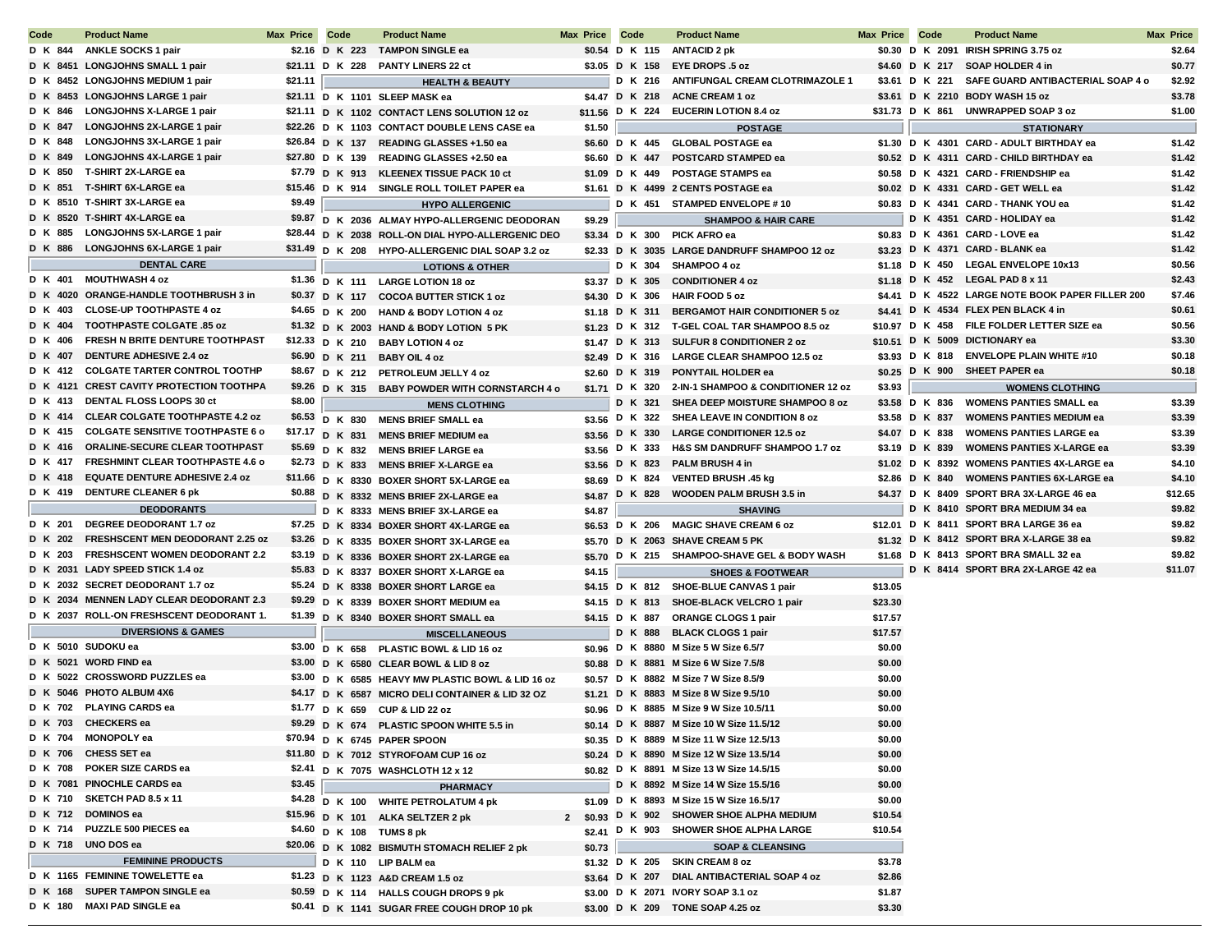| Code | Product Name | Max Price |
|---|---|---|
| D K 844 | ANKLE SOCKS 1 pair | $2.16 |
| D K 8451 | LONGJOHNS SMALL 1 pair | $21.11 |
| D K 8452 | LONGJOHNS MEDIUM 1 pair | $21.11 |
| D K 8453 | LONGJOHNS LARGE 1 pair | $21.11 |
| D K 846 | LONGJOHNS X-LARGE 1 pair | $21.11 |
| D K 847 | LONGJOHNS 2X-LARGE 1 pair | $22.26 |
| D K 848 | LONGJOHNS 3X-LARGE 1 pair | $26.84 |
| D K 849 | LONGJOHNS 4X-LARGE 1 pair | $27.80 |
| D K 850 | T-SHIRT 2X-LARGE ea | $7.79 |
| D K 851 | T-SHIRT 6X-LARGE ea | $15.46 |
| D K 8510 | T-SHIRT 3X-LARGE ea | $9.49 |
| D K 8520 | T-SHIRT 4X-LARGE ea | $9.87 |
| D K 885 | LONGJOHNS 5X-LARGE 1 pair | $28.44 |
| D K 886 | LONGJOHNS 6X-LARGE 1 pair | $31.49 |
| | **DENTAL CARE** | |
| D K 401 | MOUTHWASH 4 oz | $1.36 |
| D K 4020 | ORANGE-HANDLE TOOTHBRUSH 3 in | $0.37 |
| D K 403 | CLOSE-UP TOOTHPASTE 4 oz | $4.65 |
| D K 404 | TOOTHPASTE COLGATE .85 oz | $1.32 |
| D K 406 | FRESH N BRITE DENTURE TOOTHPAST | $12.33 |
| D K 407 | DENTURE ADHESIVE 2.4 oz | $6.90 |
| D K 412 | COLGATE TARTER CONTROL TOOTHP | $8.67 |
| D K 4121 | CREST CAVITY PROTECTION TOOTHPA | $9.26 |
| D K 413 | DENTAL FLOSS LOOPS 30 ct | $8.00 |
| D K 414 | CLEAR COLGATE TOOTHPASTE 4.2 oz | $6.53 |
| D K 415 | COLGATE SENSITIVE TOOTHPASTE 6 o | $17.17 |
| D K 416 | ORALINE-SECURE CLEAR TOOTHPAST | $5.69 |
| D K 417 | FRESHMINT CLEAR TOOTHPASTE 4.6 o | $2.73 |
| D K 418 | EQUATE DENTURE ADHESIVE 2.4 oz | $11.66 |
| D K 419 | DENTURE CLEANER 6 pk | $0.88 |
| | **DEODORANTS** | |
| D K 201 | DEGREE DEODORANT 1.7 oz | $7.25 |
| D K 202 | FRESHSCENT MEN DEODORANT 2.25 oz | $3.26 |
| D K 203 | FRESHSCENT WOMEN DEODORANT 2.2 | $3.19 |
| D K 2031 | LADY SPEED STICK 1.4 oz | $5.83 |
| D K 2032 | SECRET DEODORANT 1.7 oz | $5.24 |
| D K 2034 | MENNEN LADY CLEAR DEODORANT 2.3 | $9.29 |
| D K 2037 | ROLL-ON FRESHSCENT DEODORANT 1. | $1.39 |
| | **DIVERSIONS & GAMES** | |
| D K 5010 | SUDOKU ea | $3.00 |
| D K 5021 | WORD FIND ea | $3.00 |
| D K 5022 | CROSSWORD PUZZLES ea | $3.00 |
| D K 5046 | PHOTO ALBUM 4X6 | $4.17 |
| D K 702 | PLAYING CARDS ea | $1.77 |
| D K 703 | CHECKERS ea | $9.29 |
| D K 704 | MONOPOLY ea | $70.94 |
| D K 706 | CHESS SET ea | $11.80 |
| D K 708 | POKER SIZE CARDS ea | $2.41 |
| D K 7081 | PINOCHLE CARDS ea | $3.45 |
| D K 710 | SKETCH PAD 8.5 x 11 | $4.28 |
| D K 712 | DOMINOS ea | $15.96 |
| D K 714 | PUZZLE 500 PIECES ea | $4.60 |
| D K 718 | UNO DOS ea | $20.06 |
| | **FEMININE PRODUCTS** | |
| D K 1165 | FEMININE TOWELETTE ea | $1.23 |
| D K 168 | SUPER TAMPON SINGLE ea | $0.59 |
| D K 180 | MAXI PAD SINGLE ea | $0.41 |
| D K 223 | TAMPON SINGLE ea | $0.54 |
| D K 228 | PANTY LINERS 22 ct | $3.05 |
| | **HEALTH & BEAUTY** | |
| D K 1101 | SLEEP MASK ea | $4.47 |
| D K 1102 | CONTACT LENS SOLUTION 12 oz | $11.56 |
| D K 1103 | CONTACT DOUBLE LENS CASE ea | $1.50 |
| D K 137 | READING GLASSES +1.50 ea | $6.60 |
| D K 139 | READING GLASSES +2.50 ea | $6.60 |
| D K 913 | KLEENEX TISSUE PACK 10 ct | $1.09 |
| D K 914 | SINGLE ROLL TOILET PAPER ea | $1.61 |
| | **HYPO ALLERGENIC** | |
| D K 2036 | ALMAY HYPO-ALLERGENIC DEODORAN | $9.29 |
| D K 2038 | ROLL-ON DIAL HYPO-ALLERGENIC DEO | $3.34 |
| D K 208 | HYPO-ALLERGENIC DIAL SOAP 3.2 oz | $2.33 |
| | **LOTIONS & OTHER** | |
| D K 111 | LARGE LOTION 18 oz | $3.37 |
| D K 117 | COCOA BUTTER STICK 1 oz | $4.30 |
| D K 200 | HAND & BODY LOTION 4 oz | $1.18 |
| D K 2003 | HAND & BODY LOTION 5 PK | $1.23 |
| D K 210 | BABY LOTION 4 oz | $1.47 |
| D K 211 | BABY OIL 4 oz | $2.49 |
| D K 212 | PETROLEUM JELLY 4 oz | $2.60 |
| D K 315 | BABY POWDER WITH CORNSTARCH 4 o | $1.71 |
| | **MENS CLOTHING** | |
| D K 830 | MENS BRIEF SMALL ea | $3.56 |
| D K 831 | MENS BRIEF MEDIUM ea | $3.56 |
| D K 832 | MENS BRIEF LARGE ea | $3.56 |
| D K 833 | MENS BRIEF X-LARGE ea | $3.56 |
| D K 8330 | BOXER SHORT 5X-LARGE ea | $8.69 |
| D K 8332 | MENS BRIEF 2X-LARGE ea | $4.87 |
| D K 8333 | MENS BRIEF 3X-LARGE ea | $4.87 |
| D K 8334 | BOXER SHORT 4X-LARGE ea | $6.53 |
| D K 8335 | BOXER SHORT 3X-LARGE ea | $5.70 |
| D K 8336 | BOXER SHORT 2X-LARGE ea | $5.70 |
| D K 8337 | BOXER SHORT X-LARGE ea | $4.15 |
| D K 8338 | BOXER SHORT LARGE ea | $4.15 |
| D K 8339 | BOXER SHORT MEDIUM ea | $4.15 |
| D K 8340 | BOXER SHORT SMALL ea | $4.15 |
| | **MISCELLANEOUS** | |
| D K 658 | PLASTIC BOWL & LID 16 oz | $0.96 |
| D K 6580 | CLEAR BOWL & LID 8 oz | $0.88 |
| D K 6585 | HEAVY MW PLASTIC BOWL & LID 16 oz | $0.57 |
| D K 6587 | MICRO DELI CONTAINER & LID 32 OZ | $1.21 |
| D K 659 | CUP & LID 22 oz | $0.96 |
| D K 674 | PLASTIC SPOON WHITE 5.5 in | $0.14 |
| D K 6745 | PAPER SPOON | $0.35 |
| D K 7012 | STYROFOAM CUP 16 oz | $0.24 |
| D K 7075 | WASHCLOTH 12 x 12 | $0.82 |
| | **PHARMACY** | |
| D K 100 | WHITE PETROLATUM 4 pk | $1.09 |
| D K 101 | ALKA SELTZER 2 pk 2 | $0.93 |
| D K 108 | TUMS 8 pk | $2.41 |
| D K 1082 | BISMUTH STOMACH RELIEF 2 pk | $0.73 |
| D K 110 | LIP BALM ea | $1.32 |
| D K 1123 | A&D CREAM 1.5 oz | $3.64 |
| D K 114 | HALLS COUGH DROPS 9 pk | $3.00 |
| D K 1141 | SUGAR FREE COUGH DROP 10 pk | $3.00 |
| D K 115 | ANTACID 2 pk | $0.30 |
| D K 158 | EYE DROPS .5 oz | $4.60 |
| D K 216 | ANTIFUNGAL CREAM CLOTRIMAZOLE 1 | $3.61 |
| D K 218 | ACNE CREAM 1 oz | $3.61 |
| D K 224 | EUCERIN LOTION 8.4 oz | $31.73 |
| | **POSTAGE** | |
| D K 445 | GLOBAL POSTAGE ea | $1.30 |
| D K 447 | POSTCARD STAMPED ea | $0.52 |
| D K 449 | POSTAGE STAMPS ea | $0.58 |
| D K 4499 | 2 CENTS POSTAGE ea | $0.02 |
| D K 451 | STAMPED ENVELOPE # 10 | $0.83 |
| | **SHAMPOO & HAIR CARE** | |
| D K 300 | PICK AFRO ea | $0.83 |
| D K 3035 | LARGE DANDRUFF SHAMPOO 12 oz | $3.23 |
| D K 304 | SHAMPOO 4 oz | $1.18 |
| D K 305 | CONDITIONER 4 oz | $1.18 |
| D K 306 | HAIR FOOD 5 oz | $4.41 |
| D K 311 | BERGAMOT HAIR CONDITIONER 5 oz | $4.41 |
| D K 312 | T-GEL COAL TAR SHAMPOO 8.5 oz | $10.97 |
| D K 313 | SULFUR 8 CONDITIONER 2 oz | $10.51 |
| D K 316 | LARGE CLEAR SHAMPOO 12.5 oz | $3.93 |
| D K 319 | PONYTAIL HOLDER ea | $0.25 |
| D K 320 | 2-IN-1 SHAMPOO & CONDITIONER 12 oz | $3.93 |
| D K 321 | SHEA DEEP MOISTURE SHAMPOO 8 oz | $3.58 |
| D K 322 | SHEA LEAVE IN CONDITION 8 oz | $3.58 |
| D K 330 | LARGE CONDITIONER 12.5 oz | $4.07 |
| D K 333 | H&S SM DANDRUFF SHAMPOO 1.7 oz | $3.19 |
| D K 823 | PALM BRUSH 4 in | $1.02 |
| D K 824 | VENTED BRUSH .45 kg | $2.86 |
| D K 828 | WOODEN PALM BRUSH 3.5 in | $4.37 |
| | **SHAVING** | |
| D K 206 | MAGIC SHAVE CREAM 6 oz | $12.01 |
| D K 2063 | SHAVE CREAM 5 PK | $1.32 |
| D K 215 | SHAMPOO-SHAVE GEL & BODY WASH | $1.68 |
| | **SHOES & FOOTWEAR** | |
| D K 812 | SHOE-BLUE CANVAS 1 pair | $13.05 |
| D K 813 | SHOE-BLACK VELCRO 1 pair | $23.30 |
| D K 887 | ORANGE CLOGS 1 pair | $17.57 |
| D K 888 | BLACK CLOGS 1 pair | $17.57 |
| D K 8880 | M Size 5 W Size 6.5/7 | $0.00 |
| D K 8881 | M Size 6 W Size 7.5/8 | $0.00 |
| D K 8882 | M Size 7 W Size 8.5/9 | $0.00 |
| D K 8883 | M Size 8 W Size 9.5/10 | $0.00 |
| D K 8885 | M Size 9 W Size 10.5/11 | $0.00 |
| D K 8887 | M Size 10 W Size 11.5/12 | $0.00 |
| D K 8889 | M Size 11 W Size 12.5/13 | $0.00 |
| D K 8890 | M Size 12 W Size 13.5/14 | $0.00 |
| D K 8891 | M Size 13 W Size 14.5/15 | $0.00 |
| D K 8892 | M Size 14 W Size 15.5/16 | $0.00 |
| D K 8893 | M Size 15 W Size 16.5/17 | $0.00 |
| D K 902 | SHOWER SHOE ALPHA MEDIUM | $10.54 |
| D K 903 | SHOWER SHOE ALPHA LARGE | $10.54 |
| | **SOAP & CLEANSING** | |
| D K 205 | SKIN CREAM 8 oz | $3.78 |
| D K 207 | DIAL ANTIBACTERIAL SOAP 4 oz | $2.86 |
| D K 2071 | IVORY SOAP 3.1 oz | $1.87 |
| D K 209 | TONE SOAP 4.25 oz | $3.30 |
| D K 2091 | IRISH SPRING 3.75 oz | $2.64 |
| D K 217 | SOAP HOLDER 4 in | $0.77 |
| D K 221 | SAFE GUARD ANTIBACTERIAL SOAP 4 o | $2.92 |
| D K 2210 | BODY WASH 15 oz | $3.78 |
| D K 861 | UNWRAPPED SOAP 3 oz | $1.00 |
| | **STATIONARY** | |
| D K 4301 | CARD - ADULT BIRTHDAY ea | $1.42 |
| D K 4311 | CARD - CHILD BIRTHDAY ea | $1.42 |
| D K 4321 | CARD - FRIENDSHIP ea | $1.42 |
| D K 4331 | CARD - GET WELL ea | $1.42 |
| D K 4341 | CARD - THANK YOU ea | $1.42 |
| D K 4351 | CARD - HOLIDAY ea | $1.42 |
| D K 4361 | CARD - LOVE ea | $1.42 |
| D K 4371 | CARD - BLANK ea | $1.42 |
| D K 450 | LEGAL ENVELOPE 10x13 | $0.56 |
| D K 452 | LEGAL PAD 8 x 11 | $2.43 |
| D K 4522 | LARGE NOTE BOOK PAPER FILLER 200 | $7.46 |
| D K 4534 | FLEX PEN BLACK 4 in | $0.61 |
| D K 458 | FILE FOLDER LETTER SIZE ea | $0.56 |
| D K 5009 | DICTIONARY ea | $3.30 |
| D K 818 | ENVELOPE PLAIN WHITE #10 | $0.18 |
| D K 900 | SHEET PAPER ea | $0.18 |
| | **WOMENS CLOTHING** | |
| D K 836 | WOMENS PANTIES SMALL ea | $3.39 |
| D K 837 | WOMENS PANTIES MEDIUM ea | $3.39 |
| D K 838 | WOMENS PANTIES LARGE ea | $3.39 |
| D K 839 | WOMENS PANTIES X-LARGE ea | $3.39 |
| D K 8392 | WOMENS PANTIES 4X-LARGE ea | $4.10 |
| D K 840 | WOMENS PANTIES 6X-LARGE ea | $4.10 |
| D K 8409 | SPORT BRA 3X-LARGE 46 ea | $12.65 |
| D K 8410 | SPORT BRA MEDIUM 34 ea | $9.82 |
| D K 8411 | SPORT BRA LARGE 36 ea | $9.82 |
| D K 8412 | SPORT BRA X-LARGE 38 ea | $9.82 |
| D K 8413 | SPORT BRA SMALL 32 ea | $9.82 |
| D K 8414 | SPORT BRA 2X-LARGE 42 ea | $11.07 |